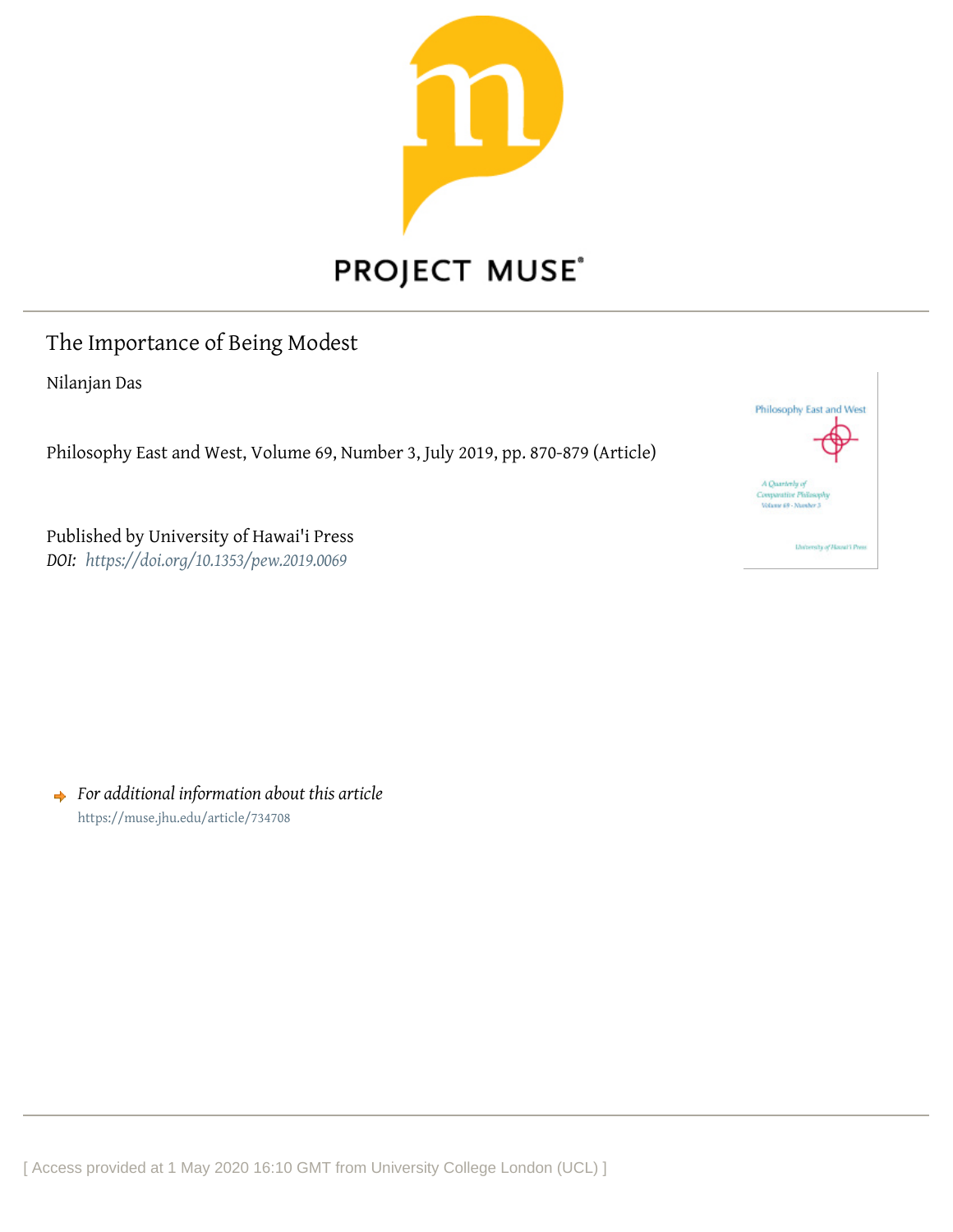PROJECT MUSE®

# The Importance of Being Modest

Nilanjan Das

Philosophy East and West, Volume 69, Number 3, July 2019, pp. 870-879 (Article)

Published by University of Hawai'i Press

*DOI:* *https://doi.org/10.1353/pew.2019.0069*

*For additional information about this article*

https://muse.jhu.edu/article/734708

[ Access provided at 1 May 2020 16:10 GMT from University College London (UCL) ]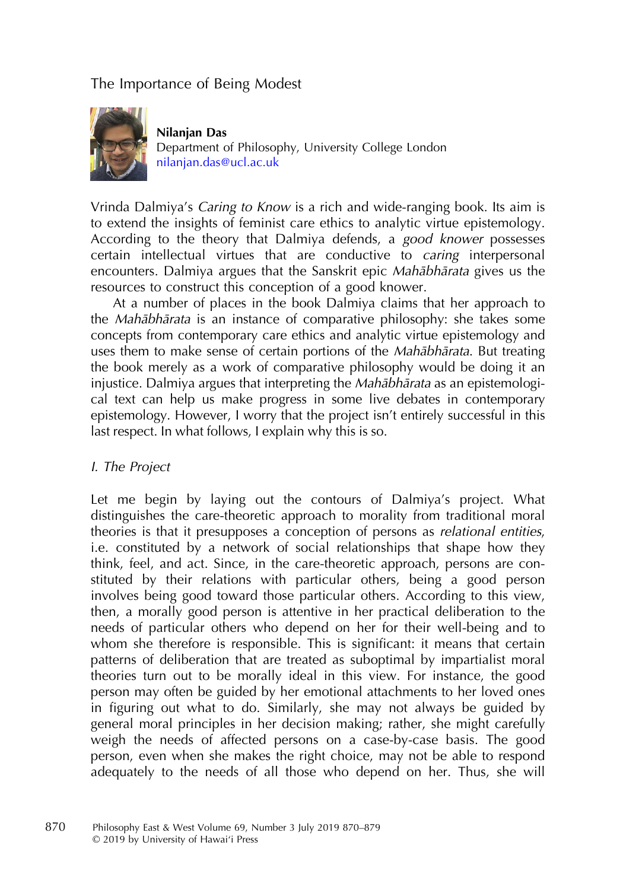# The Importance of Being Modest

**Nilanjan Das**
Department of Philosophy, University College London
nilanjan.das@ucl.ac.uk

Vrinda Dalmiya's *Caring to Know* is a rich and wide-ranging book. Its aim is to extend the insights of feminist care ethics to analytic virtue epistemology. According to the theory that Dalmiya defends, a *good knower* possesses certain intellectual virtues that are conductive to *caring* interpersonal encounters. Dalmiya argues that the Sanskrit epic *Mahābhārata* gives us the resources to construct this conception of a good knower.

At a number of places in the book Dalmiya claims that her approach to the *Mahābhārata* is an instance of comparative philosophy: she takes some concepts from contemporary care ethics and analytic virtue epistemology and uses them to make sense of certain portions of the *Mahābhārata*. But treating the book merely as a work of comparative philosophy would be doing it an injustice. Dalmiya argues that interpreting the *Mahābhārata* as an epistemological text can help us make progress in some live debates in contemporary epistemology. However, I worry that the project isn't entirely successful in this last respect. In what follows, I explain why this is so.

## *I. The Project*

Let me begin by laying out the contours of Dalmiya's project. What distinguishes the care-theoretic approach to morality from traditional moral theories is that it presupposes a conception of persons as *relational entities*, i.e. constituted by a network of social relationships that shape how they think, feel, and act. Since, in the care-theoretic approach, persons are constituted by their relations with particular others, being a good person involves being good toward those particular others. According to this view, then, a morally good person is attentive in her practical deliberation to the needs of particular others who depend on her for their well-being and to whom she therefore is responsible. This is significant: it means that certain patterns of deliberation that are treated as suboptimal by impartialist moral theories turn out to be morally ideal in this view. For instance, the good person may often be guided by her emotional attachments to her loved ones in figuring out what to do. Similarly, she may not always be guided by general moral principles in her decision making; rather, she might carefully weigh the needs of affected persons on a case-by-case basis. The good person, even when she makes the right choice, may not be able to respond adequately to the needs of all those who depend on her. Thus, she will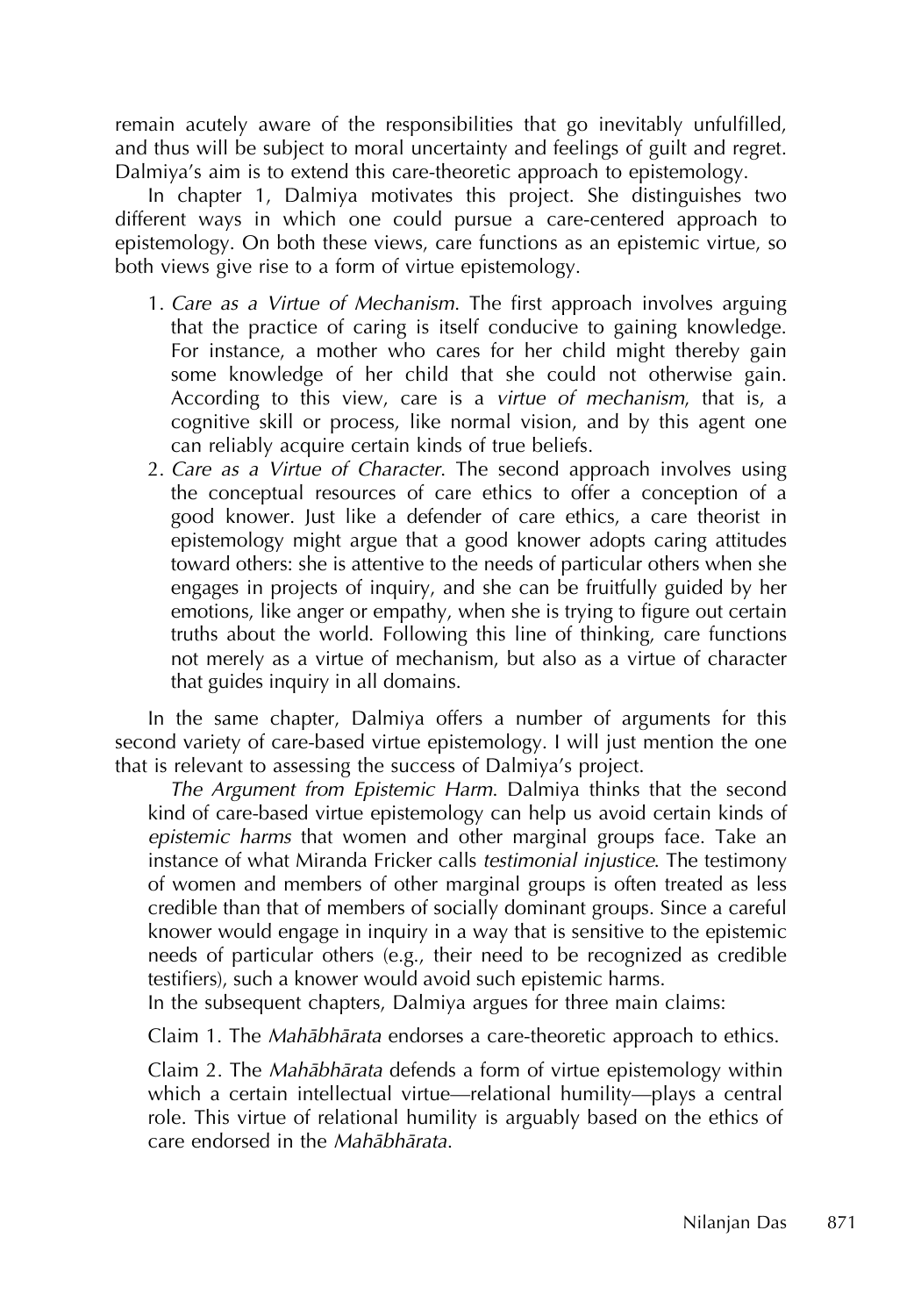remain acutely aware of the responsibilities that go inevitably unfulfilled, and thus will be subject to moral uncertainty and feelings of guilt and regret. Dalmiya's aim is to extend this care-theoretic approach to epistemology.

In chapter 1, Dalmiya motivates this project. She distinguishes two different ways in which one could pursue a care-centered approach to epistemology. On both these views, care functions as an epistemic virtue, so both views give rise to a form of virtue epistemology.

1. *Care as a Virtue of Mechanism*. The first approach involves arguing that the practice of caring is itself conducive to gaining knowledge. For instance, a mother who cares for her child might thereby gain some knowledge of her child that she could not otherwise gain. According to this view, care is a *virtue of mechanism*, that is, a cognitive skill or process, like normal vision, and by this agent one can reliably acquire certain kinds of true beliefs.
2. *Care as a Virtue of Character*. The second approach involves using the conceptual resources of care ethics to offer a conception of a good knower. Just like a defender of care ethics, a care theorist in epistemology might argue that a good knower adopts caring attitudes toward others: she is attentive to the needs of particular others when she engages in projects of inquiry, and she can be fruitfully guided by her emotions, like anger or empathy, when she is trying to figure out certain truths about the world. Following this line of thinking, care functions not merely as a virtue of mechanism, but also as a virtue of character that guides inquiry in all domains.

In the same chapter, Dalmiya offers a number of arguments for this second variety of care-based virtue epistemology. I will just mention the one that is relevant to assessing the success of Dalmiya's project.

*The Argument from Epistemic Harm*. Dalmiya thinks that the second kind of care-based virtue epistemology can help us avoid certain kinds of *epistemic harms* that women and other marginal groups face. Take an instance of what Miranda Fricker calls *testimonial injustice*. The testimony of women and members of other marginal groups is often treated as less credible than that of members of socially dominant groups. Since a careful knower would engage in inquiry in a way that is sensitive to the epistemic needs of particular others (e.g., their need to be recognized as credible testifiers), such a knower would avoid such epistemic harms.

In the subsequent chapters, Dalmiya argues for three main claims:

Claim 1. The *Mahābhārata* endorses a care-theoretic approach to ethics.

Claim 2. The *Mahābhārata* defends a form of virtue epistemology within which a certain intellectual virtue—relational humility—plays a central role. This virtue of relational humility is arguably based on the ethics of care endorsed in the *Mahābhārata*.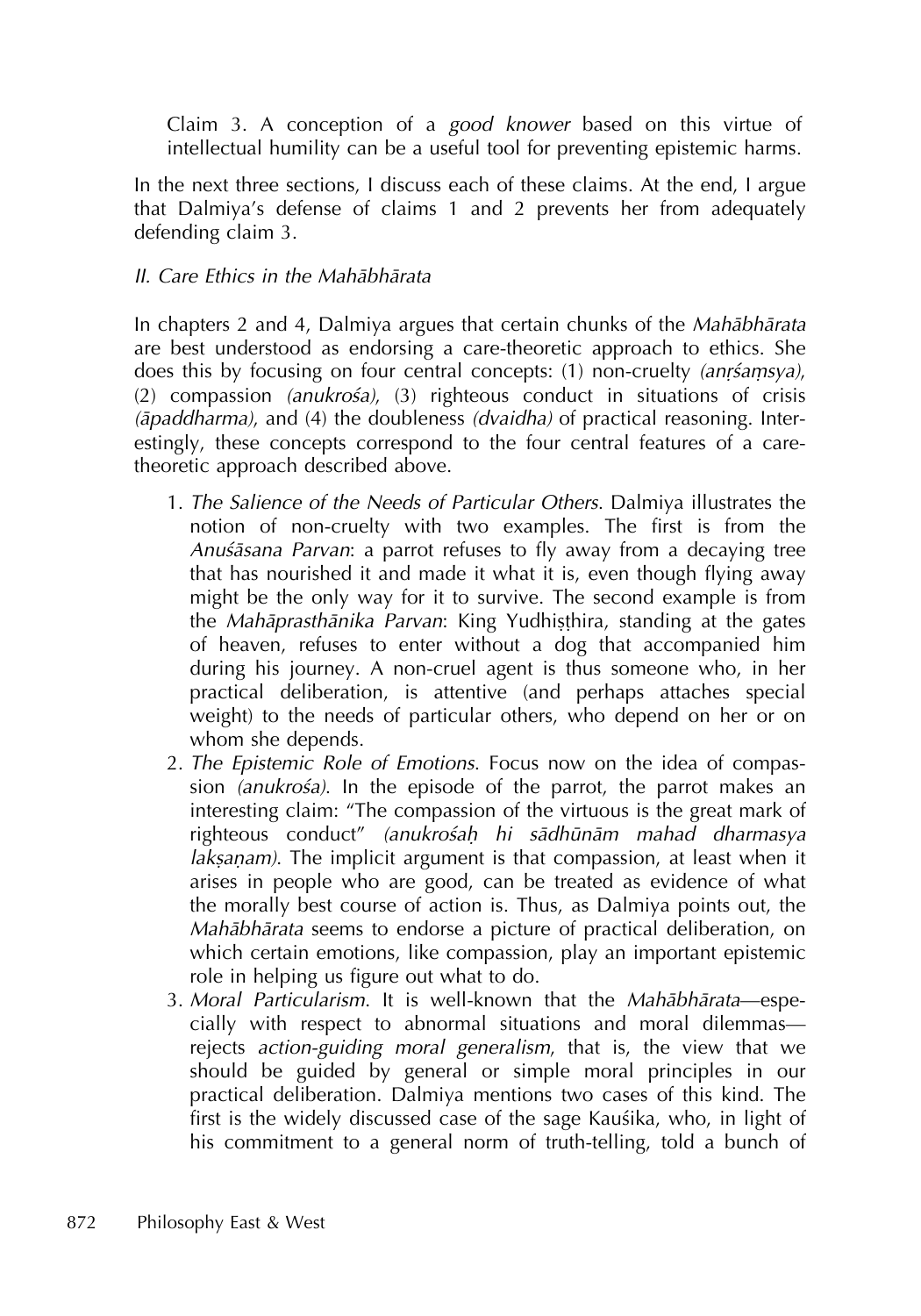> Claim 3. A conception of a *good knower* based on this virtue of intellectual humility can be a useful tool for preventing epistemic harms.

In the next three sections, I discuss each of these claims. At the end, I argue that Dalmiya's defense of claims 1 and 2 prevents her from adequately defending claim 3.

## *II. Care Ethics in the Mahābhārata*

In chapters 2 and 4, Dalmiya argues that certain chunks of the *Mahābhārata* are best understood as endorsing a care-theoretic approach to ethics. She does this by focusing on four central concepts: (1) non-cruelty *(anṛśaṃsya)*, (2) compassion *(anukrośa)*, (3) righteous conduct in situations of crisis *(āpaddharma)*, and (4) the doubleness *(dvaidha)* of practical reasoning. Interestingly, these concepts correspond to the four central features of a care-theoretic approach described above.

1. *The Salience of the Needs of Particular Others*. Dalmiya illustrates the notion of non-cruelty with two examples. The first is from the *Anuśāsana Parvan*: a parrot refuses to fly away from a decaying tree that has nourished it and made it what it is, even though flying away might be the only way for it to survive. The second example is from the *Mahāprasthānika Parvan*: King Yudhiṣṭhira, standing at the gates of heaven, refuses to enter without a dog that accompanied him during his journey. A non-cruel agent is thus someone who, in her practical deliberation, is attentive (and perhaps attaches special weight) to the needs of particular others, who depend on her or on whom she depends.
2. *The Epistemic Role of Emotions*. Focus now on the idea of compassion *(anukrośa)*. In the episode of the parrot, the parrot makes an interesting claim: "The compassion of the virtuous is the great mark of righteous conduct" *(anukrośaḥ hi sādhūnām mahad dharmasya lakṣaṇam)*. The implicit argument is that compassion, at least when it arises in people who are good, can be treated as evidence of what the morally best course of action is. Thus, as Dalmiya points out, the *Mahābhārata* seems to endorse a picture of practical deliberation, on which certain emotions, like compassion, play an important epistemic role in helping us figure out what to do.
3. *Moral Particularism*. It is well-known that the *Mahābhārata*—especially with respect to abnormal situations and moral dilemmas—rejects *action-guiding moral generalism*, that is, the view that we should be guided by general or simple moral principles in our practical deliberation. Dalmiya mentions two cases of this kind. The first is the widely discussed case of the sage Kauśika, who, in light of his commitment to a general norm of truth-telling, told a bunch of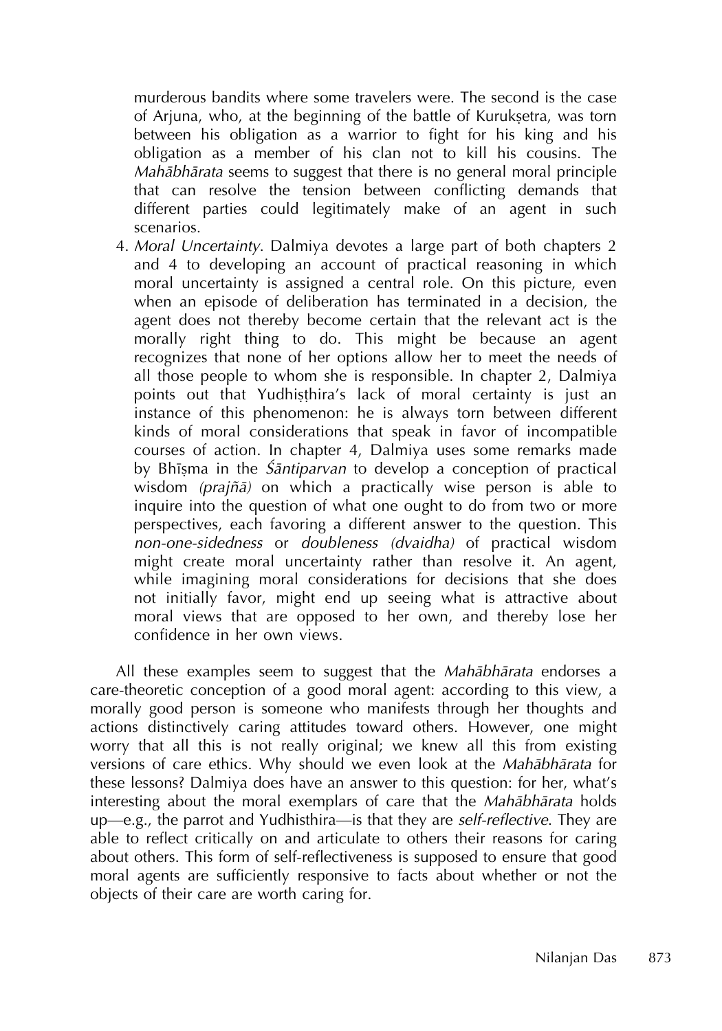murderous bandits where some travelers were. The second is the case of Arjuna, who, at the beginning of the battle of Kurukṣetra, was torn between his obligation as a warrior to fight for his king and his obligation as a member of his clan not to kill his cousins. The *Mahābhārata* seems to suggest that there is no general moral principle that can resolve the tension between conflicting demands that different parties could legitimately make of an agent in such scenarios.

4. *Moral Uncertainty*. Dalmiya devotes a large part of both chapters 2 and 4 to developing an account of practical reasoning in which moral uncertainty is assigned a central role. On this picture, even when an episode of deliberation has terminated in a decision, the agent does not thereby become certain that the relevant act is the morally right thing to do. This might be because an agent recognizes that none of her options allow her to meet the needs of all those people to whom she is responsible. In chapter 2, Dalmiya points out that Yudhiṣṭhira's lack of moral certainty is just an instance of this phenomenon: he is always torn between different kinds of moral considerations that speak in favor of incompatible courses of action. In chapter 4, Dalmiya uses some remarks made by Bhīṣma in the *Śāntiparvan* to develop a conception of practical wisdom *(prajñā)* on which a practically wise person is able to inquire into the question of what one ought to do from two or more perspectives, each favoring a different answer to the question. This *non-one-sidedness* or *doubleness (dvaidha)* of practical wisdom might create moral uncertainty rather than resolve it. An agent, while imagining moral considerations for decisions that she does not initially favor, might end up seeing what is attractive about moral views that are opposed to her own, and thereby lose her confidence in her own views.

All these examples seem to suggest that the *Mahābhārata* endorses a care-theoretic conception of a good moral agent: according to this view, a morally good person is someone who manifests through her thoughts and actions distinctively caring attitudes toward others. However, one might worry that all this is not really original; we knew all this from existing versions of care ethics. Why should we even look at the *Mahābhārata* for these lessons? Dalmiya does have an answer to this question: for her, what's interesting about the moral exemplars of care that the *Mahābhārata* holds up—e.g., the parrot and Yudhisthira—is that they are *self-reflective*. They are able to reflect critically on and articulate to others their reasons for caring about others. This form of self-reflectiveness is supposed to ensure that good moral agents are sufficiently responsive to facts about whether or not the objects of their care are worth caring for.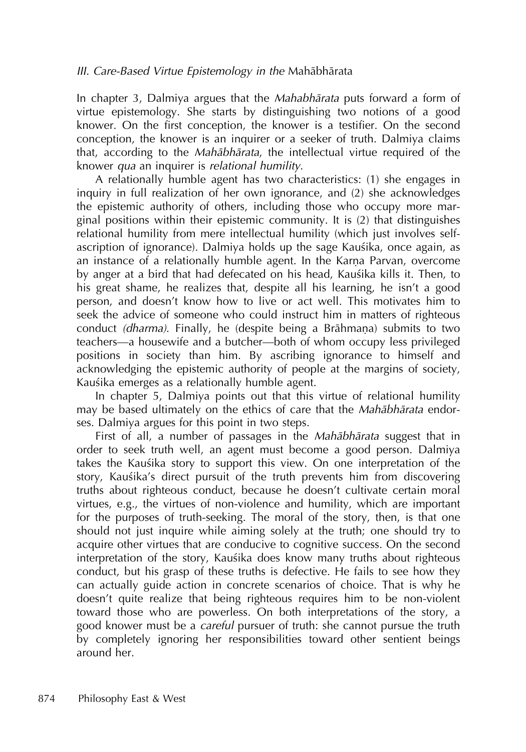### *III. Care-Based Virtue Epistemology in the* Mahābhārata

In chapter 3, Dalmiya argues that the *Mahabhārata* puts forward a form of virtue epistemology. She starts by distinguishing two notions of a good knower. On the first conception, the knower is a testifier. On the second conception, the knower is an inquirer or a seeker of truth. Dalmiya claims that, according to the *Mahābhārata*, the intellectual virtue required of the knower *qua* an inquirer is *relational humility*.

A relationally humble agent has two characteristics: (1) she engages in inquiry in full realization of her own ignorance, and (2) she acknowledges the epistemic authority of others, including those who occupy more marginal positions within their epistemic community. It is (2) that distinguishes relational humility from mere intellectual humility (which just involves self-ascription of ignorance). Dalmiya holds up the sage Kauśika, once again, as an instance of a relationally humble agent. In the Karṇa Parvan, overcome by anger at a bird that had defecated on his head, Kauśika kills it. Then, to his great shame, he realizes that, despite all his learning, he isn't a good person, and doesn't know how to live or act well. This motivates him to seek the advice of someone who could instruct him in matters of righteous conduct *(dharma)*. Finally, he (despite being a Brāhmaṇa) submits to two teachers—a housewife and a butcher—both of whom occupy less privileged positions in society than him. By ascribing ignorance to himself and acknowledging the epistemic authority of people at the margins of society, Kauśika emerges as a relationally humble agent.

In chapter 5, Dalmiya points out that this virtue of relational humility may be based ultimately on the ethics of care that the *Mahābhārata* endorses. Dalmiya argues for this point in two steps.

First of all, a number of passages in the *Mahābhārata* suggest that in order to seek truth well, an agent must become a good person. Dalmiya takes the Kauśika story to support this view. On one interpretation of the story, Kauśika's direct pursuit of the truth prevents him from discovering truths about righteous conduct, because he doesn't cultivate certain moral virtues, e.g., the virtues of non-violence and humility, which are important for the purposes of truth-seeking. The moral of the story, then, is that one should not just inquire while aiming solely at the truth; one should try to acquire other virtues that are conducive to cognitive success. On the second interpretation of the story, Kauśika does know many truths about righteous conduct, but his grasp of these truths is defective. He fails to see how they can actually guide action in concrete scenarios of choice. That is why he doesn't quite realize that being righteous requires him to be non-violent toward those who are powerless. On both interpretations of the story, a good knower must be a *careful* pursuer of truth: she cannot pursue the truth by completely ignoring her responsibilities toward other sentient beings around her.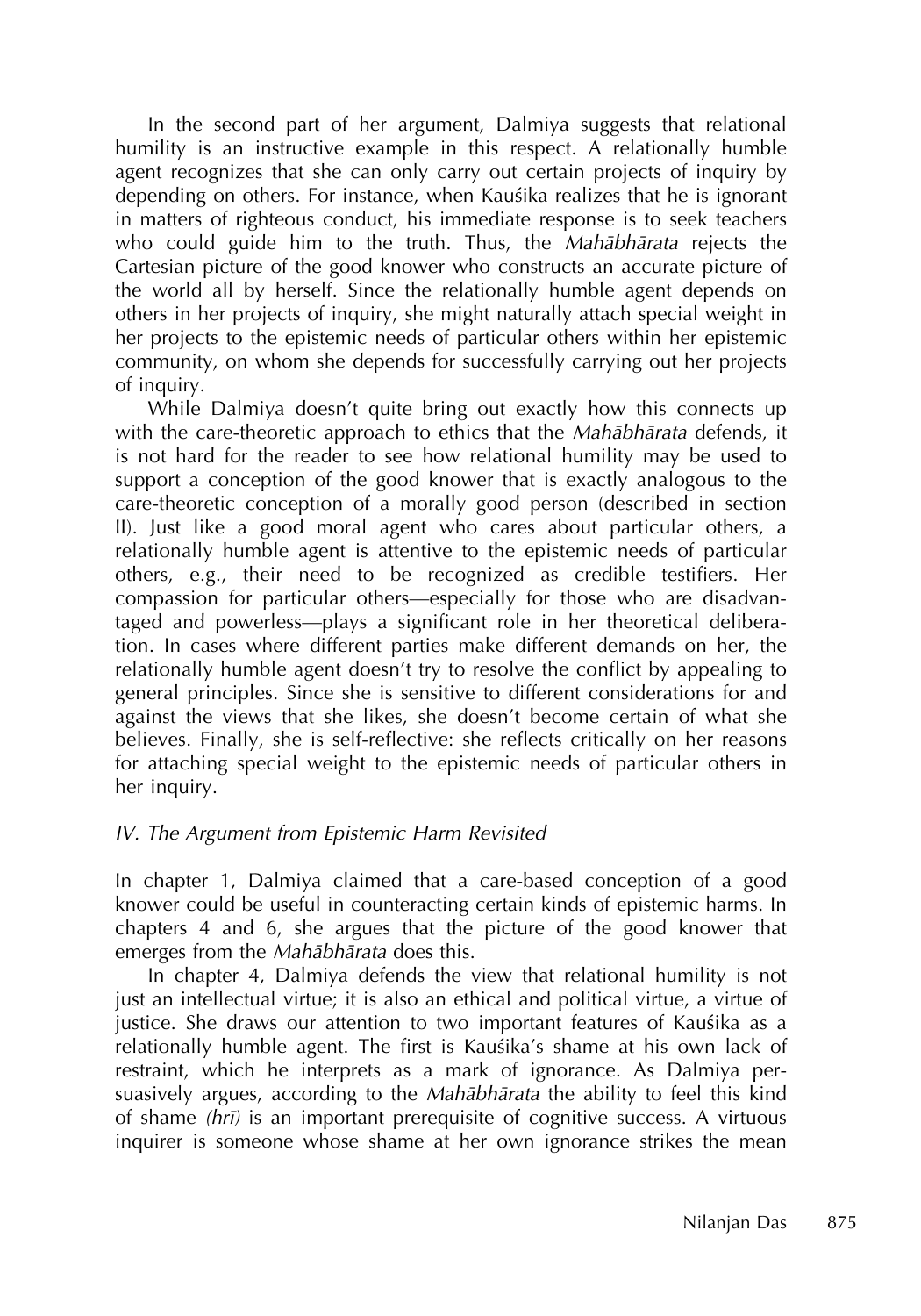In the second part of her argument, Dalmiya suggests that relational humility is an instructive example in this respect. A relationally humble agent recognizes that she can only carry out certain projects of inquiry by depending on others. For instance, when Kauśika realizes that he is ignorant in matters of righteous conduct, his immediate response is to seek teachers who could guide him to the truth. Thus, the *Mahābhārata* rejects the Cartesian picture of the good knower who constructs an accurate picture of the world all by herself. Since the relationally humble agent depends on others in her projects of inquiry, she might naturally attach special weight in her projects to the epistemic needs of particular others within her epistemic community, on whom she depends for successfully carrying out her projects of inquiry.

While Dalmiya doesn't quite bring out exactly how this connects up with the care-theoretic approach to ethics that the *Mahābhārata* defends, it is not hard for the reader to see how relational humility may be used to support a conception of the good knower that is exactly analogous to the care-theoretic conception of a morally good person (described in section II). Just like a good moral agent who cares about particular others, a relationally humble agent is attentive to the epistemic needs of particular others, e.g., their need to be recognized as credible testifiers. Her compassion for particular others—especially for those who are disadvantaged and powerless—plays a significant role in her theoretical deliberation. In cases where different parties make different demands on her, the relationally humble agent doesn't try to resolve the conflict by appealing to general principles. Since she is sensitive to different considerations for and against the views that she likes, she doesn't become certain of what she believes. Finally, she is self-reflective: she reflects critically on her reasons for attaching special weight to the epistemic needs of particular others in her inquiry.

## *IV. The Argument from Epistemic Harm Revisited*

In chapter 1, Dalmiya claimed that a care-based conception of a good knower could be useful in counteracting certain kinds of epistemic harms. In chapters 4 and 6, she argues that the picture of the good knower that emerges from the *Mahābhārata* does this.

In chapter 4, Dalmiya defends the view that relational humility is not just an intellectual virtue; it is also an ethical and political virtue, a virtue of justice. She draws our attention to two important features of Kauśika as a relationally humble agent. The first is Kauśika's shame at his own lack of restraint, which he interprets as a mark of ignorance. As Dalmiya persuasively argues, according to the *Mahābhārata* the ability to feel this kind of shame *(hrī)* is an important prerequisite of cognitive success. A virtuous inquirer is someone whose shame at her own ignorance strikes the mean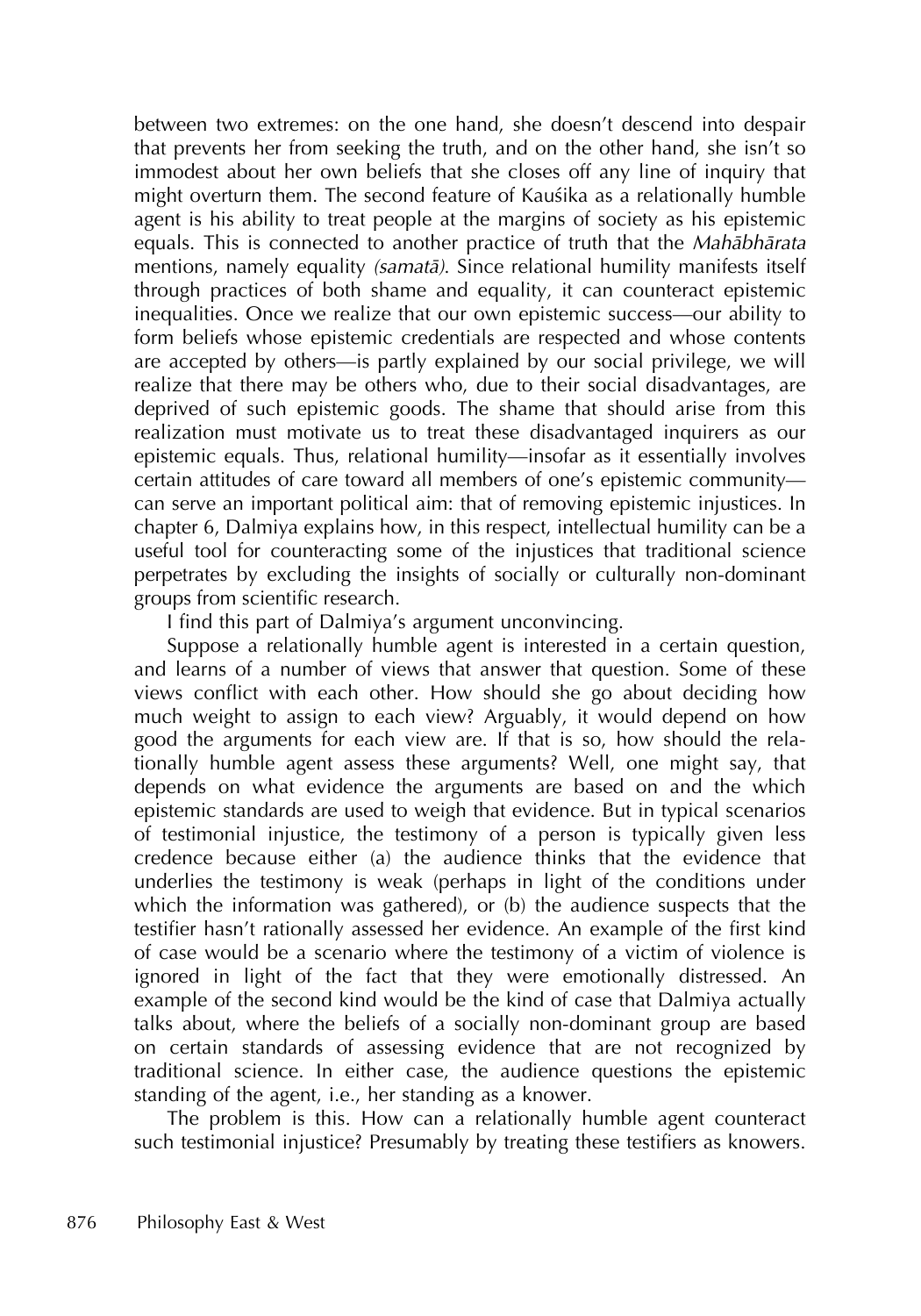between two extremes: on the one hand, she doesn't descend into despair that prevents her from seeking the truth, and on the other hand, she isn't so immodest about her own beliefs that she closes off any line of inquiry that might overturn them. The second feature of Kauśika as a relationally humble agent is his ability to treat people at the margins of society as his epistemic equals. This is connected to another practice of truth that the *Mahābhārata* mentions, namely equality *(samatā)*. Since relational humility manifests itself through practices of both shame and equality, it can counteract epistemic inequalities. Once we realize that our own epistemic success—our ability to form beliefs whose epistemic credentials are respected and whose contents are accepted by others—is partly explained by our social privilege, we will realize that there may be others who, due to their social disadvantages, are deprived of such epistemic goods. The shame that should arise from this realization must motivate us to treat these disadvantaged inquirers as our epistemic equals. Thus, relational humility—insofar as it essentially involves certain attitudes of care toward all members of one's epistemic community—can serve an important political aim: that of removing epistemic injustices. In chapter 6, Dalmiya explains how, in this respect, intellectual humility can be a useful tool for counteracting some of the injustices that traditional science perpetrates by excluding the insights of socially or culturally non-dominant groups from scientific research.

I find this part of Dalmiya's argument unconvincing.

Suppose a relationally humble agent is interested in a certain question, and learns of a number of views that answer that question. Some of these views conflict with each other. How should she go about deciding how much weight to assign to each view? Arguably, it would depend on how good the arguments for each view are. If that is so, how should the relationally humble agent assess these arguments? Well, one might say, that depends on what evidence the arguments are based on and the which epistemic standards are used to weigh that evidence. But in typical scenarios of testimonial injustice, the testimony of a person is typically given less credence because either (a) the audience thinks that the evidence that underlies the testimony is weak (perhaps in light of the conditions under which the information was gathered), or (b) the audience suspects that the testifier hasn't rationally assessed her evidence. An example of the first kind of case would be a scenario where the testimony of a victim of violence is ignored in light of the fact that they were emotionally distressed. An example of the second kind would be the kind of case that Dalmiya actually talks about, where the beliefs of a socially non-dominant group are based on certain standards of assessing evidence that are not recognized by traditional science. In either case, the audience questions the epistemic standing of the agent, i.e., her standing as a knower.

The problem is this. How can a relationally humble agent counteract such testimonial injustice? Presumably by treating these testifiers as knowers.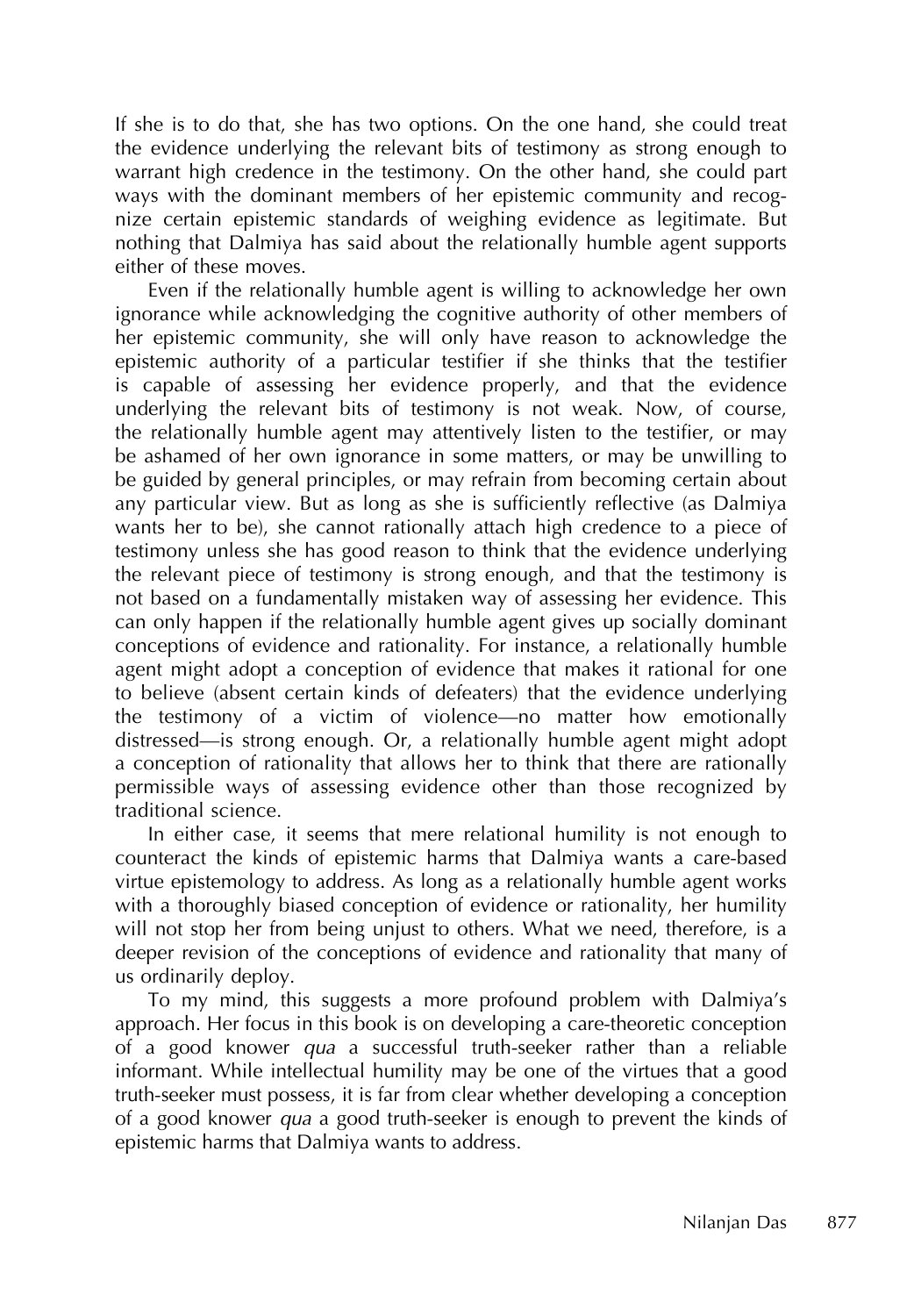If she is to do that, she has two options. On the one hand, she could treat the evidence underlying the relevant bits of testimony as strong enough to warrant high credence in the testimony. On the other hand, she could part ways with the dominant members of her epistemic community and recognize certain epistemic standards of weighing evidence as legitimate. But nothing that Dalmiya has said about the relationally humble agent supports either of these moves.

Even if the relationally humble agent is willing to acknowledge her own ignorance while acknowledging the cognitive authority of other members of her epistemic community, she will only have reason to acknowledge the epistemic authority of a particular testifier if she thinks that the testifier is capable of assessing her evidence properly, and that the evidence underlying the relevant bits of testimony is not weak. Now, of course, the relationally humble agent may attentively listen to the testifier, or may be ashamed of her own ignorance in some matters, or may be unwilling to be guided by general principles, or may refrain from becoming certain about any particular view. But as long as she is sufficiently reflective (as Dalmiya wants her to be), she cannot rationally attach high credence to a piece of testimony unless she has good reason to think that the evidence underlying the relevant piece of testimony is strong enough, and that the testimony is not based on a fundamentally mistaken way of assessing her evidence. This can only happen if the relationally humble agent gives up socially dominant conceptions of evidence and rationality. For instance, a relationally humble agent might adopt a conception of evidence that makes it rational for one to believe (absent certain kinds of defeaters) that the evidence underlying the testimony of a victim of violence—no matter how emotionally distressed—is strong enough. Or, a relationally humble agent might adopt a conception of rationality that allows her to think that there are rationally permissible ways of assessing evidence other than those recognized by traditional science.

In either case, it seems that mere relational humility is not enough to counteract the kinds of epistemic harms that Dalmiya wants a care-based virtue epistemology to address. As long as a relationally humble agent works with a thoroughly biased conception of evidence or rationality, her humility will not stop her from being unjust to others. What we need, therefore, is a deeper revision of the conceptions of evidence and rationality that many of us ordinarily deploy.

To my mind, this suggests a more profound problem with Dalmiya's approach. Her focus in this book is on developing a care-theoretic conception of a good knower *qua* a successful truth-seeker rather than a reliable informant. While intellectual humility may be one of the virtues that a good truth-seeker must possess, it is far from clear whether developing a conception of a good knower *qua* a good truth-seeker is enough to prevent the kinds of epistemic harms that Dalmiya wants to address.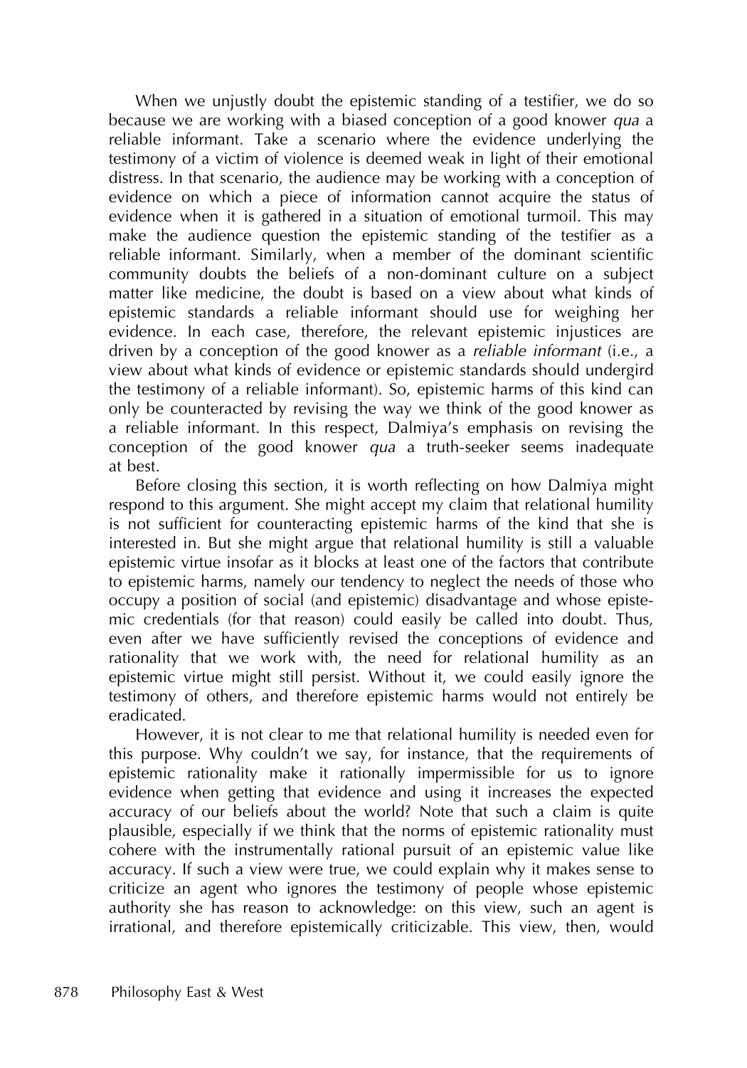When we unjustly doubt the epistemic standing of a testifier, we do so because we are working with a biased conception of a good knower *qua* a reliable informant. Take a scenario where the evidence underlying the testimony of a victim of violence is deemed weak in light of their emotional distress. In that scenario, the audience may be working with a conception of evidence on which a piece of information cannot acquire the status of evidence when it is gathered in a situation of emotional turmoil. This may make the audience question the epistemic standing of the testifier as a reliable informant. Similarly, when a member of the dominant scientific community doubts the beliefs of a non-dominant culture on a subject matter like medicine, the doubt is based on a view about what kinds of epistemic standards a reliable informant should use for weighing her evidence. In each case, therefore, the relevant epistemic injustices are driven by a conception of the good knower as a *reliable informant* (i.e., a view about what kinds of evidence or epistemic standards should undergird the testimony of a reliable informant). So, epistemic harms of this kind can only be counteracted by revising the way we think of the good knower as a reliable informant. In this respect, Dalmiya's emphasis on revising the conception of the good knower *qua* a truth-seeker seems inadequate at best.

Before closing this section, it is worth reflecting on how Dalmiya might respond to this argument. She might accept my claim that relational humility is not sufficient for counteracting epistemic harms of the kind that she is interested in. But she might argue that relational humility is still a valuable epistemic virtue insofar as it blocks at least one of the factors that contribute to epistemic harms, namely our tendency to neglect the needs of those who occupy a position of social (and epistemic) disadvantage and whose epistemic credentials (for that reason) could easily be called into doubt. Thus, even after we have sufficiently revised the conceptions of evidence and rationality that we work with, the need for relational humility as an epistemic virtue might still persist. Without it, we could easily ignore the testimony of others, and therefore epistemic harms would not entirely be eradicated.

However, it is not clear to me that relational humility is needed even for this purpose. Why couldn't we say, for instance, that the requirements of epistemic rationality make it rationally impermissible for us to ignore evidence when getting that evidence and using it increases the expected accuracy of our beliefs about the world? Note that such a claim is quite plausible, especially if we think that the norms of epistemic rationality must cohere with the instrumentally rational pursuit of an epistemic value like accuracy. If such a view were true, we could explain why it makes sense to criticize an agent who ignores the testimony of people whose epistemic authority she has reason to acknowledge: on this view, such an agent is irrational, and therefore epistemically criticizable. This view, then, would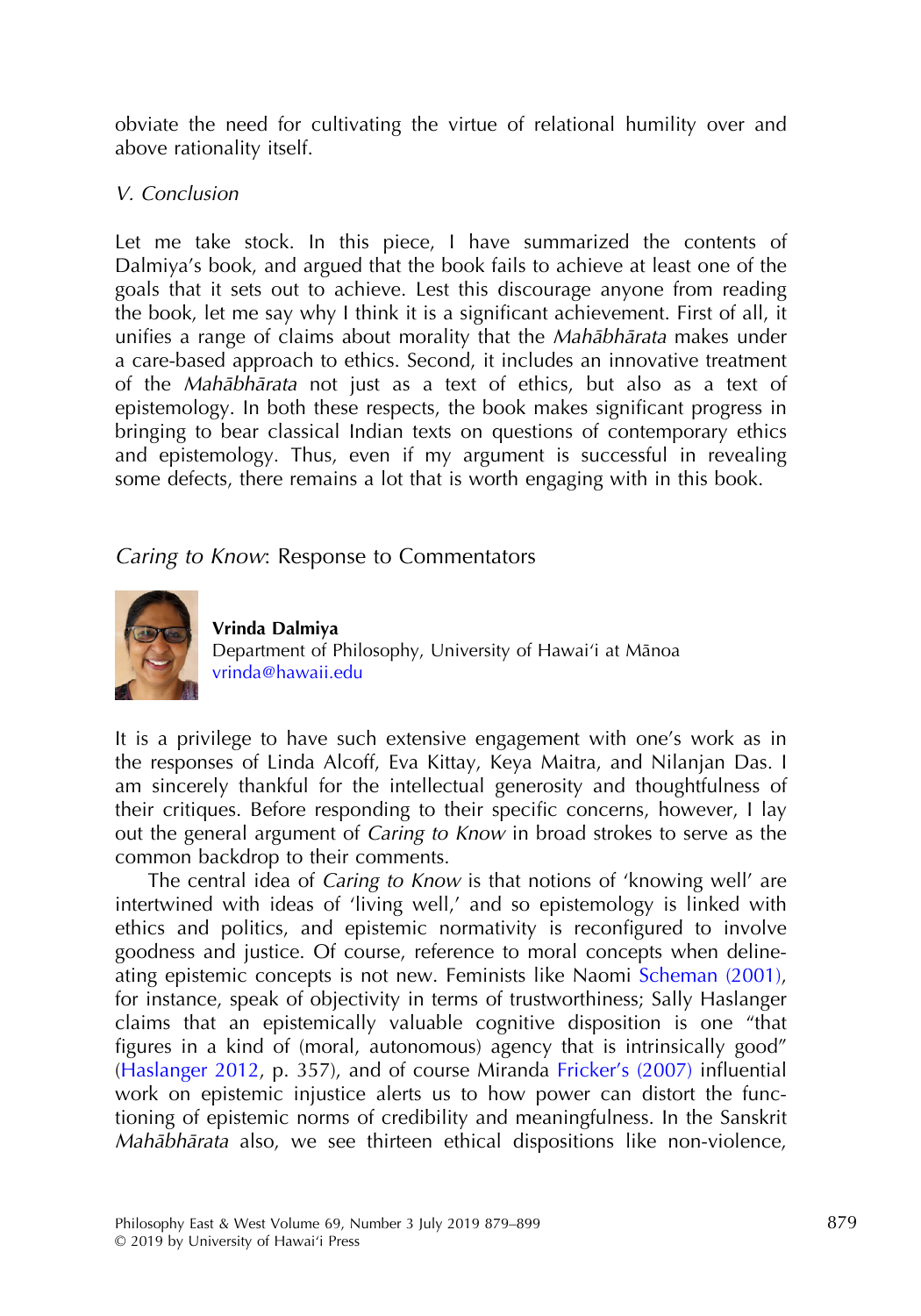obviate the need for cultivating the virtue of relational humility over and above rationality itself.

*V. Conclusion*

Let me take stock. In this piece, I have summarized the contents of Dalmiya's book, and argued that the book fails to achieve at least one of the goals that it sets out to achieve. Lest this discourage anyone from reading the book, let me say why I think it is a significant achievement. First of all, it unifies a range of claims about morality that the *Mahābhārata* makes under a care-based approach to ethics. Second, it includes an innovative treatment of the *Mahābhārata* not just as a text of ethics, but also as a text of epistemology. In both these respects, the book makes significant progress in bringing to bear classical Indian texts on questions of contemporary ethics and epistemology. Thus, even if my argument is successful in revealing some defects, there remains a lot that is worth engaging with in this book.

## *Caring to Know*: Response to Commentators

**Vrinda Dalmiya**
Department of Philosophy, University of Hawai'i at Mānoa
vrinda@hawaii.edu

It is a privilege to have such extensive engagement with one's work as in the responses of Linda Alcoff, Eva Kittay, Keya Maitra, and Nilanjan Das. I am sincerely thankful for the intellectual generosity and thoughtfulness of their critiques. Before responding to their specific concerns, however, I lay out the general argument of *Caring to Know* in broad strokes to serve as the common backdrop to their comments.

The central idea of *Caring to Know* is that notions of 'knowing well' are intertwined with ideas of 'living well,' and so epistemology is linked with ethics and politics, and epistemic normativity is reconfigured to involve goodness and justice. Of course, reference to moral concepts when delineating epistemic concepts is not new. Feminists like Naomi Scheman (2001), for instance, speak of objectivity in terms of trustworthiness; Sally Haslanger claims that an epistemically valuable cognitive disposition is one "that figures in a kind of (moral, autonomous) agency that is intrinsically good" (Haslanger 2012, p. 357), and of course Miranda Fricker's (2007) influential work on epistemic injustice alerts us to how power can distort the functioning of epistemic norms of credibility and meaningfulness. In the Sanskrit *Mahābhārata* also, we see thirteen ethical dispositions like non-violence,